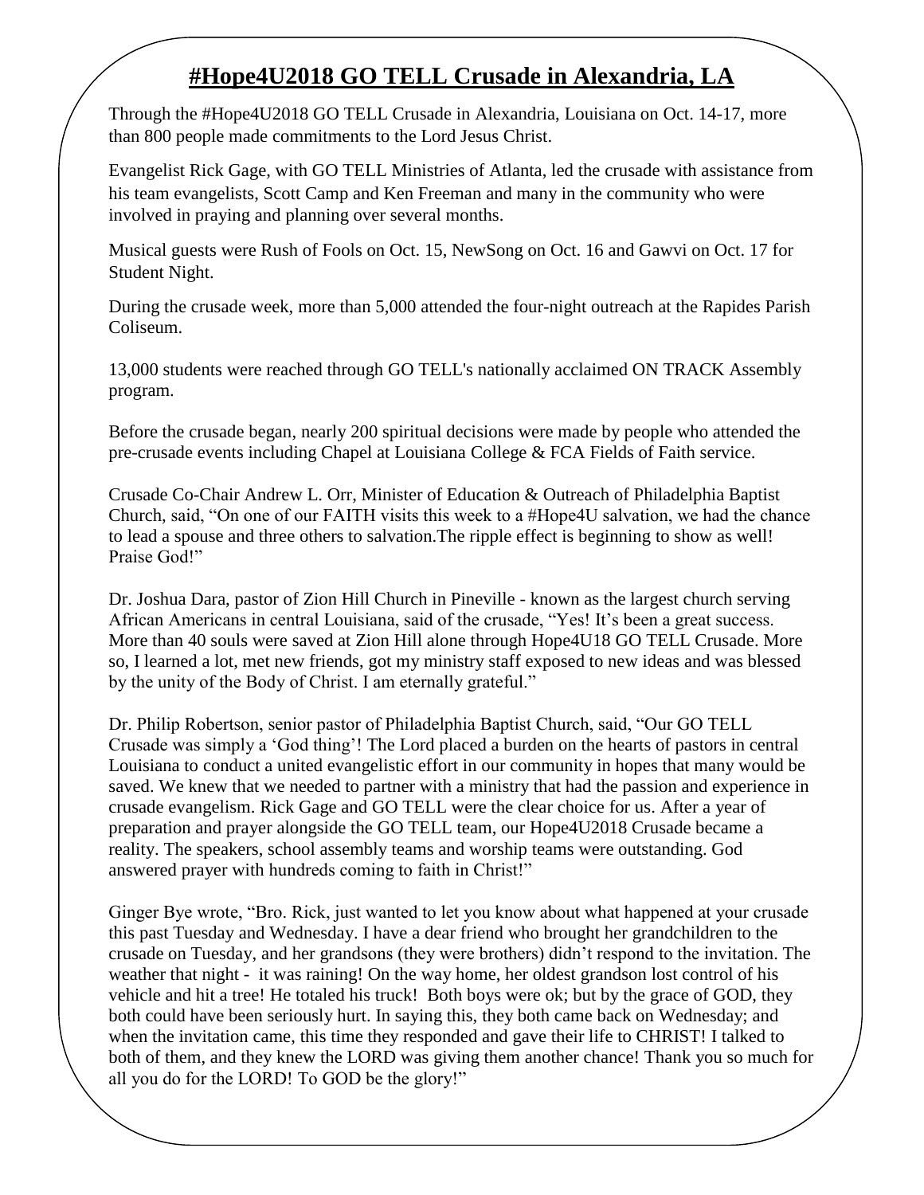# #Hope4U2018 GO TELL Crusade in Alexandria, LA

Through the #Hope4U2018 GO TELL Crusade in Alexandria, Louisiana on Oct. 14-17, more than 800 people made commitments to the Lord Jesus Christ.

Evangelist Rick Gage, with GO TELL Ministries of Atlanta, led the crusade with assistance from his team evangelists, Scott Camp and Ken Freeman and many in the community who were involved in praying and planning over several months.

Musical guests were Rush of Fools on Oct. 15, NewSong on Oct. 16 and Gawvi on Oct. 17 for Student Night.

During the crusade week, more than 5,000 attended the four-night outreach at the Rapides Parish Coliseum.

13,000 students were reached through GO TELL's nationally acclaimed ON TRACK Assembly program.

Before the crusade began, nearly 200 spiritual decisions were made by people who attended the pre-crusade events including Chapel at Louisiana College & FCA Fields of Faith service.

Crusade Co-Chair Andrew L. Orr, Minister of Education & Outreach of Philadelphia Baptist Church, said, "On one of our FAITH visits this week to a #Hope4U salvation, we had the chance to lead a spouse and three others to salvation.The ripple effect is beginning to show as well! Praise God!"

Dr. Joshua Dara, pastor of Zion Hill Church in Pineville - known as the largest church serving African Americans in central Louisiana, said of the crusade, "Yes! It's been a great success. More than 40 souls were saved at Zion Hill alone through Hope4U18 GO TELL Crusade. More so, I learned a lot, met new friends, got my ministry staff exposed to new ideas and was blessed by the unity of the Body of Christ. I am eternally grateful."

Dr. Philip Robertson, senior pastor of Philadelphia Baptist Church, said, "Our GO TELL Crusade was simply a 'God thing'! The Lord placed a burden on the hearts of pastors in central Louisiana to conduct a united evangelistic effort in our community in hopes that many would be saved. We knew that we needed to partner with a ministry that had the passion and experience in crusade evangelism. Rick Gage and GO TELL were the clear choice for us. After a year of preparation and prayer alongside the GO TELL team, our Hope4U2018 Crusade became a reality. The speakers, school assembly teams and worship teams were outstanding. God answered prayer with hundreds coming to faith in Christ!"

Ginger Bye wrote, "Bro. Rick, just wanted to let you know about what happened at your crusade this past Tuesday and Wednesday. I have a dear friend who brought her grandchildren to the crusade on Tuesday, and her grandsons (they were brothers) didn't respond to the invitation. The weather that night - it was raining! On the way home, her oldest grandson lost control of his vehicle and hit a tree! He totaled his truck! Both boys were ok; but by the grace of GOD, they both could have been seriously hurt. In saying this, they both came back on Wednesday; and when the invitation came, this time they responded and gave their life to CHRIST! I talked to both of them, and they knew the LORD was giving them another chance! Thank you so much for all you do for the LORD! To GOD be the glory!"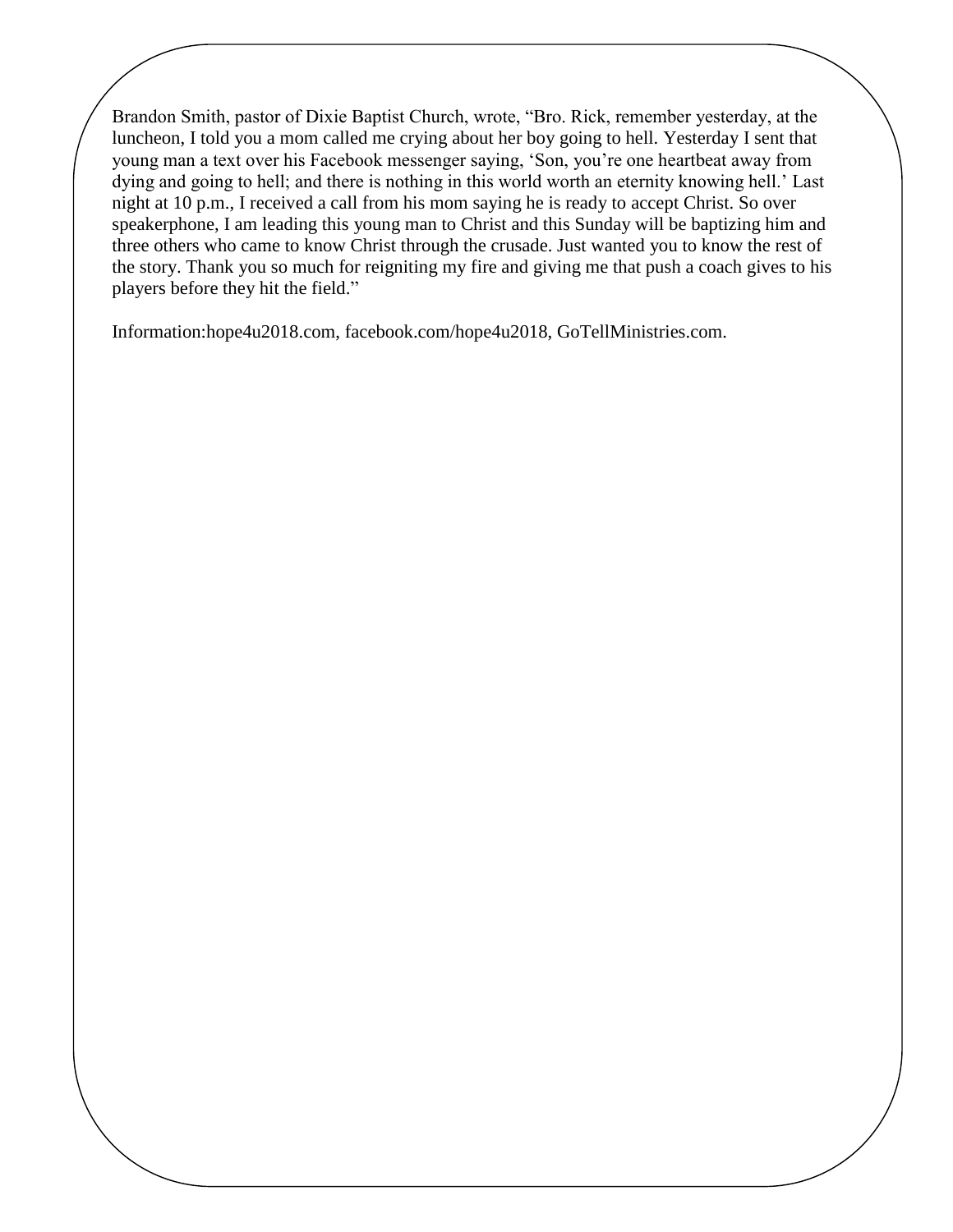Brandon Smith, pastor of Dixie Baptist Church, wrote, "Bro. Rick, remember yesterday, at the luncheon, I told you a mom called me crying about her boy going to hell. Yesterday I sent that young man a text over his Facebook messenger saying, 'Son, you're one heartbeat away from dying and going to hell; and there is nothing in this world worth an eternity knowing hell.' Last night at 10 p.m., I received a call from his mom saying he is ready to accept Christ. So over speakerphone, I am leading this young man to Christ and this Sunday will be baptizing him and three others who came to know Christ through the crusade. Just wanted you to know the rest of the story. Thank you so much for reigniting my fire and giving me that push a coach gives to his players before they hit the field."

Information:hope4u2018.com, facebook.com/hope4u2018, GoTellMinistries.com.